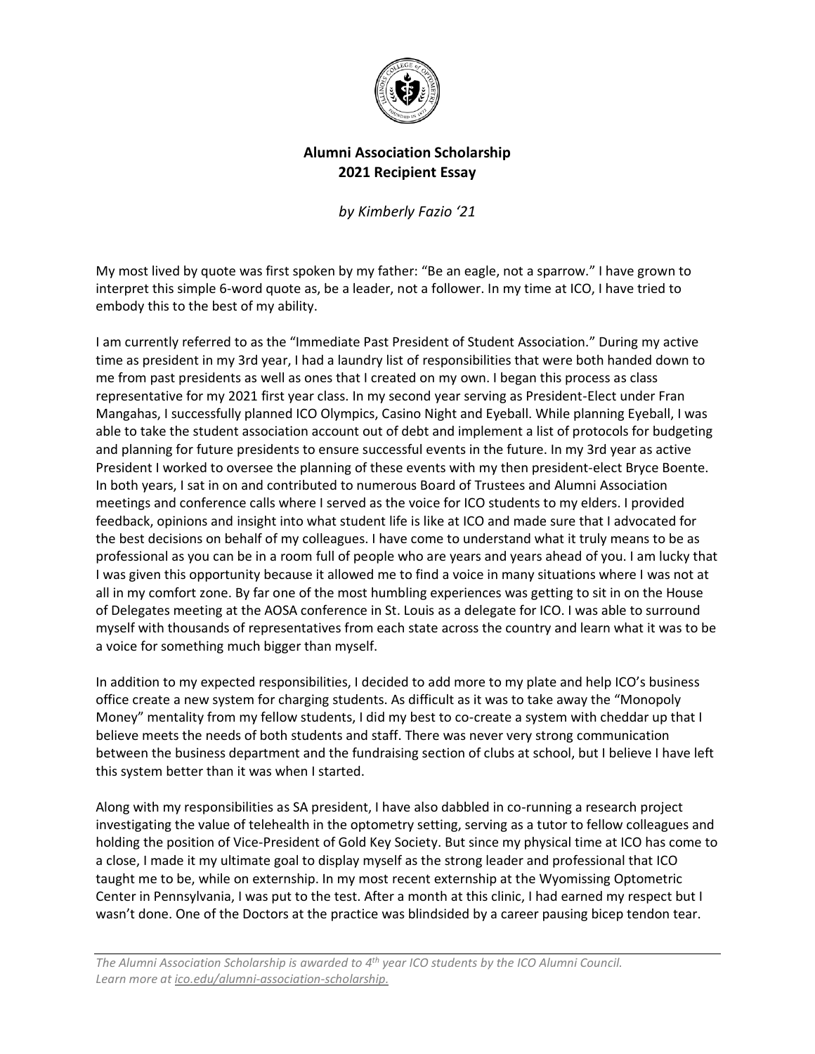## Alumni Association Scholarship
## 2021 Recipient Essay

*by Kimberly Fazio '21*

My most lived by quote was first spoken by my father: "Be an eagle, not a sparrow." I have grown to interpret this simple 6-word quote as, be a leader, not a follower. In my time at ICO, I have tried to embody this to the best of my ability.

I am currently referred to as the "Immediate Past President of Student Association." During my active time as president in my 3rd year, I had a laundry list of responsibilities that were both handed down to me from past presidents as well as ones that I created on my own. I began this process as class representative for my 2021 first year class. In my second year serving as President-Elect under Fran Mangahas, I successfully planned ICO Olympics, Casino Night and Eyeball. While planning Eyeball, I was able to take the student association account out of debt and implement a list of protocols for budgeting and planning for future presidents to ensure successful events in the future. In my 3rd year as active President I worked to oversee the planning of these events with my then president-elect Bryce Boente. In both years, I sat in on and contributed to numerous Board of Trustees and Alumni Association meetings and conference calls where I served as the voice for ICO students to my elders. I provided feedback, opinions and insight into what student life is like at ICO and made sure that I advocated for the best decisions on behalf of my colleagues. I have come to understand what it truly means to be as professional as you can be in a room full of people who are years and years ahead of you. I am lucky that I was given this opportunity because it allowed me to find a voice in many situations where I was not at all in my comfort zone. By far one of the most humbling experiences was getting to sit in on the House of Delegates meeting at the AOSA conference in St. Louis as a delegate for ICO. I was able to surround myself with thousands of representatives from each state across the country and learn what it was to be a voice for something much bigger than myself.

In addition to my expected responsibilities, I decided to add more to my plate and help ICO's business office create a new system for charging students. As difficult as it was to take away the "Monopoly Money" mentality from my fellow students, I did my best to co-create a system with cheddar up that I believe meets the needs of both students and staff. There was never very strong communication between the business department and the fundraising section of clubs at school, but I believe I have left this system better than it was when I started.

Along with my responsibilities as SA president, I have also dabbled in co-running a research project investigating the value of telehealth in the optometry setting, serving as a tutor to fellow colleagues and holding the position of Vice-President of Gold Key Society. But since my physical time at ICO has come to a close, I made it my ultimate goal to display myself as the strong leader and professional that ICO taught me to be, while on externship. In my most recent externship at the Wyomissing Optometric Center in Pennsylvania, I was put to the test. After a month at this clinic, I had earned my respect but I wasn't done. One of the Doctors at the practice was blindsided by a career pausing bicep tendon tear.

*The Alumni Association Scholarship is awarded to 4th year ICO students by the ICO Alumni Council. Learn more at ico.edu/alumni-association-scholarship.*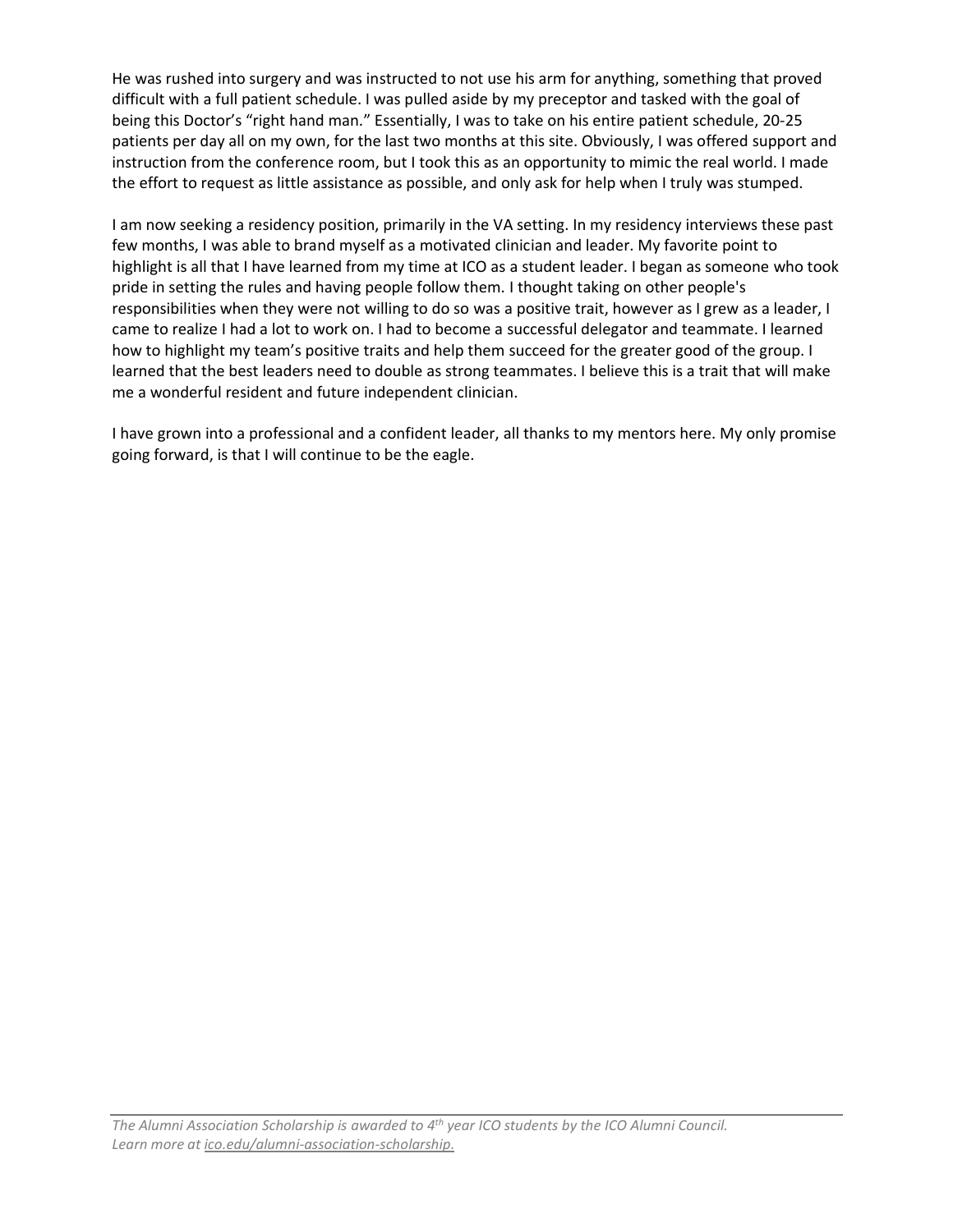He was rushed into surgery and was instructed to not use his arm for anything, something that proved difficult with a full patient schedule. I was pulled aside by my preceptor and tasked with the goal of being this Doctor's "right hand man." Essentially, I was to take on his entire patient schedule, 20-25 patients per day all on my own, for the last two months at this site. Obviously, I was offered support and instruction from the conference room, but I took this as an opportunity to mimic the real world. I made the effort to request as little assistance as possible, and only ask for help when I truly was stumped.

I am now seeking a residency position, primarily in the VA setting. In my residency interviews these past few months, I was able to brand myself as a motivated clinician and leader. My favorite point to highlight is all that I have learned from my time at ICO as a student leader. I began as someone who took pride in setting the rules and having people follow them. I thought taking on other people's responsibilities when they were not willing to do so was a positive trait, however as I grew as a leader, I came to realize I had a lot to work on. I had to become a successful delegator and teammate. I learned how to highlight my team's positive traits and help them succeed for the greater good of the group. I learned that the best leaders need to double as strong teammates. I believe this is a trait that will make me a wonderful resident and future independent clinician.

I have grown into a professional and a confident leader, all thanks to my mentors here. My only promise going forward, is that I will continue to be the eagle.

*The Alumni Association Scholarship is awarded to 4th year ICO students by the ICO Alumni Council. Learn more at ico.edu/alumni-association-scholarship.*